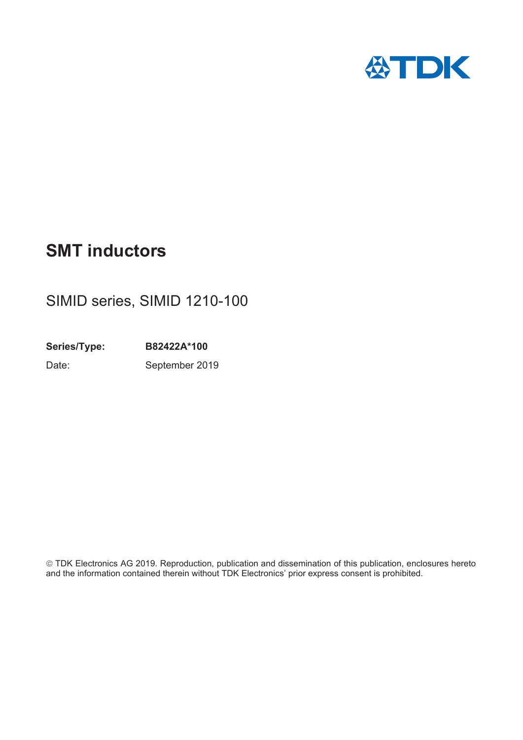TDK

# SMT inductors

SIMID series, SIMID 1210-100

**Series/Type:** **B82422A*100**

Date: September 2019

© TDK Electronics AG 2019. Reproduction, publication and dissemination of this publication, enclosures hereto and the information contained therein without TDK Electronics' prior express consent is prohibited.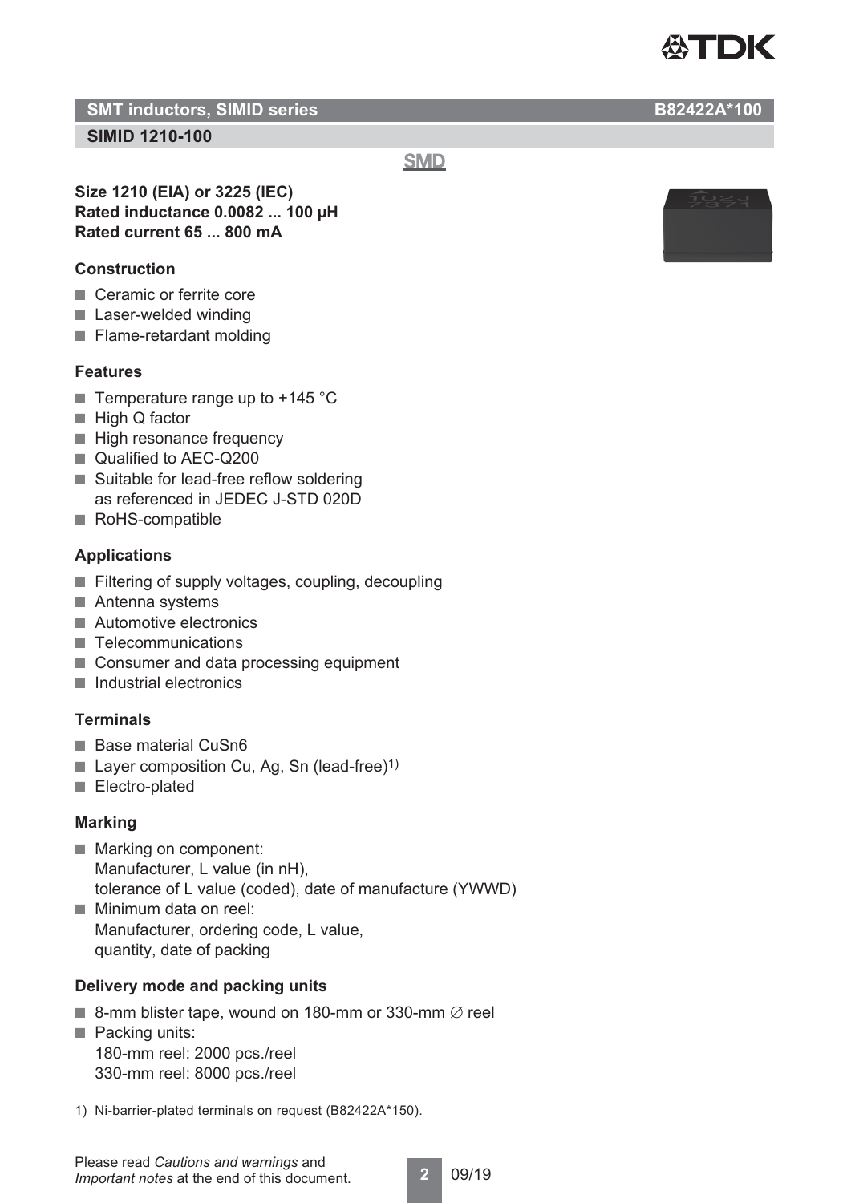## SMT inductors, SIMID series B82422A*100

### SIMID 1210-100

SMD

**Size 1210 (EIA) or 3225 (IEC)**
**Rated inductance 0.0082 ... 100 µH**
**Rated current 65 ... 800 mA**

#### Construction

- Ceramic or ferrite core
- Laser-welded winding
- Flame-retardant molding

#### Features

- Temperature range up to +145 °C
- High Q factor
- High resonance frequency
- Qualified to AEC-Q200
- Suitable for lead-free reflow soldering as referenced in JEDEC J-STD 020D
- RoHS-compatible

#### Applications

- Filtering of supply voltages, coupling, decoupling
- Antenna systems
- Automotive electronics
- Telecommunications
- Consumer and data processing equipment
- Industrial electronics

#### Terminals

- Base material CuSn6
- Layer composition Cu, Ag, Sn (lead-free)[1)]
- Electro-plated

#### Marking

- Marking on component:
  Manufacturer, L value (in nH),
  tolerance of L value (coded), date of manufacture (YWWD)
- Minimum data on reel:
  Manufacturer, ordering code, L value,
  quantity, date of packing

#### Delivery mode and packing units

- 8-mm blister tape, wound on 180-mm or 330-mm ∅ reel
- Packing units:
  180-mm reel: 2000 pcs./reel
  330-mm reel: 8000 pcs./reel

1) Ni-barrier-plated terminals on request (B82422A*150).

Please read *Cautions and warnings* and *Important notes* at the end of this document.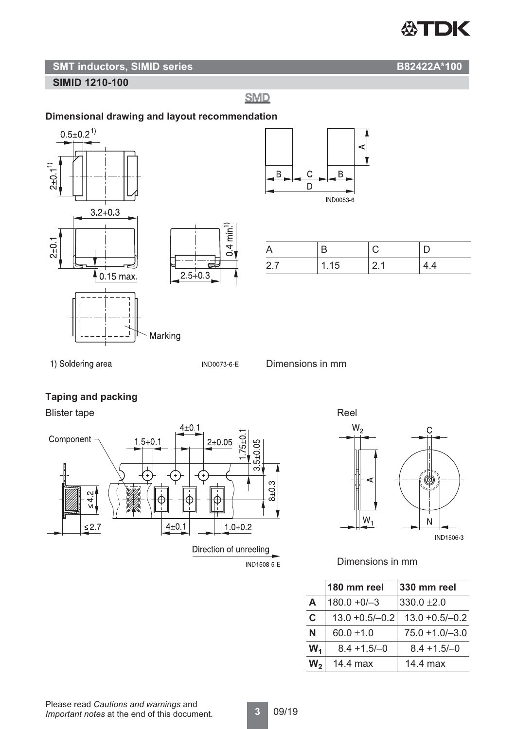## SMT inductors, SIMID series B82422A*100

### SIMID 1210-100

**SMD**

### Dimensional drawing and layout recommendation

1) Soldering area

IND0073-6-E

| A | B | C | D |
|---|---|---|---|
| 2.7 | 1.15 | 2.1 | 4.4 |

IND0053-6

Dimensions in mm

### Taping and packing

Blister tape

Direction of unreeling

IND1508-5-E

Reel

IND1506-3

Dimensions in mm

| | 180 mm reel | 330 mm reel |
|---|---|---|
| **A** | 180.0 +0/–3 | 330.0 ±2.0 |
| **C** | 13.0 +0.5/–0.2 | 13.0 +0.5/–0.2 |
| **N** | 60.0 ±1.0 | 75.0 +1.0/–3.0 |
| **$W_1$** | 8.4 +1.5/–0 | 8.4 +1.5/–0 |
| **$W_2$** | 14.4 max | 14.4 max |

Please read *Cautions and warnings* and *Important notes* at the end of this document.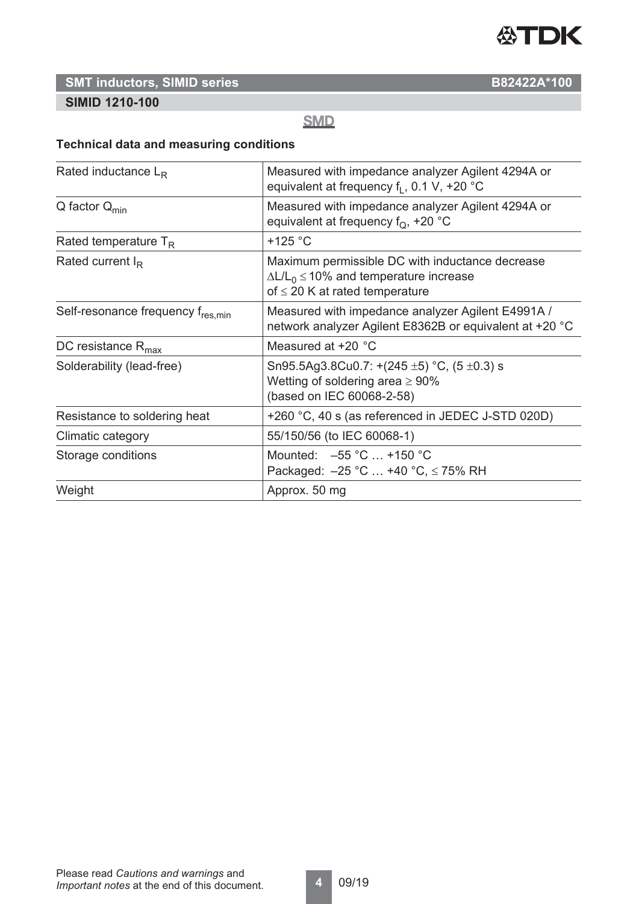## SMT inductors, SIMID series B82422A*100

### SIMID 1210-100

SMD

**Technical data and measuring conditions**

| | |
|---|---|
| Rated inductance $L_R$ | Measured with impedance analyzer Agilent 4294A or equivalent at frequency $f_L$, 0.1 V, +20 °C |
| Q factor $Q_{min}$ | Measured with impedance analyzer Agilent 4294A or equivalent at frequency $f_Q$, +20 °C |
| Rated temperature $T_R$ | +125 °C |
| Rated current $I_R$ | Maximum permissible DC with inductance decrease $\Delta L/L_0 \leq 10\%$ and temperature increase of ≤ 20 K at rated temperature |
| Self-resonance frequency $f_{res,min}$ | Measured with impedance analyzer Agilent E4991A / network analyzer Agilent E8362B or equivalent at +20 °C |
| DC resistance $R_{max}$ | Measured at +20 °C |
| Solderability (lead-free) | Sn95.5Ag3.8Cu0.7: +(245 ±5) °C, (5 ±0.3) s<br>Wetting of soldering area ≥ 90%<br>(based on IEC 60068-2-58) |
| Resistance to soldering heat | +260 °C, 40 s (as referenced in JEDEC J-STD 020D) |
| Climatic category | 55/150/56 (to IEC 60068-1) |
| Storage conditions | Mounted: –55 °C … +150 °C<br>Packaged: –25 °C … +40 °C, ≤ 75% RH |
| Weight | Approx. 50 mg |

Please read *Cautions and warnings* and *Important notes* at the end of this document.

09/19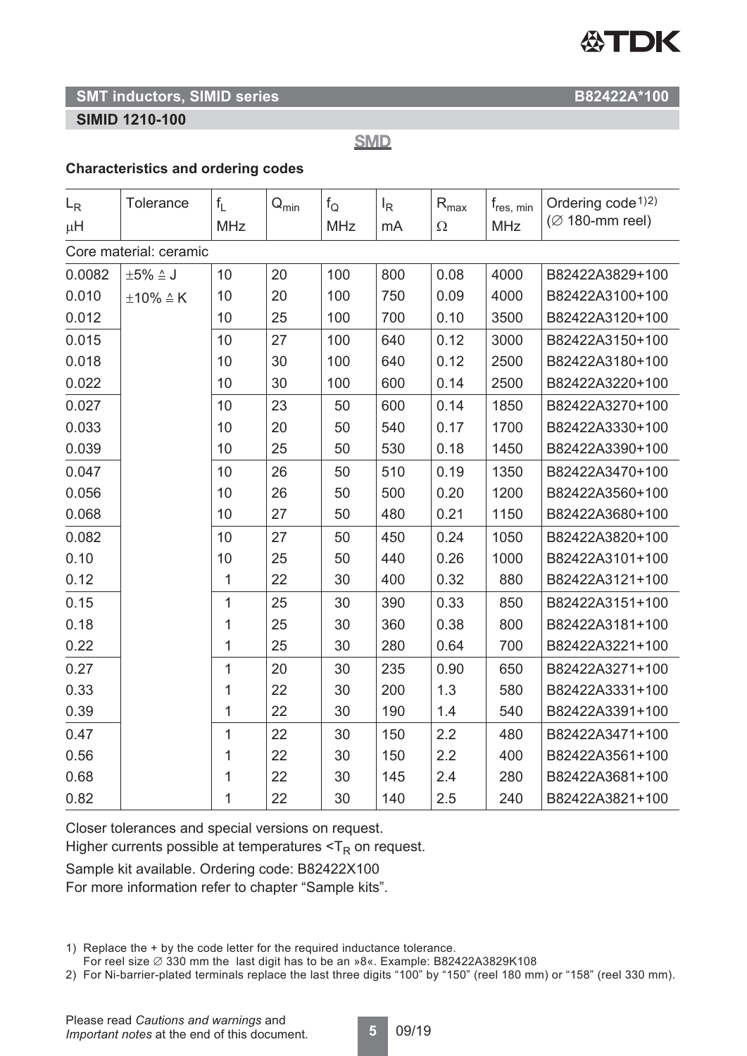## SMT inductors, SIMID series

B82422A*100

### SIMID 1210-100

SMD

### Characteristics and ordering codes

| $L_R$ µH | Tolerance | $f_L$ MHz | $Q_{min}$ | $f_Q$ MHz | $I_R$ mA | $R_{max}$ Ω | $f_{res, min}$ MHz | Ordering code[1)2)] (∅ 180-mm reel) |
|---|---|---|---|---|---|---|---|---|
| Core material: ceramic | | | | | | | | |
| 0.0082 | ±5% ≙ J | 10 | 20 | 100 | 800 | 0.08 | 4000 | B82422A3829+100 |
| 0.010 | ±10% ≙ K | 10 | 20 | 100 | 750 | 0.09 | 4000 | B82422A3100+100 |
| 0.012 | | 10 | 25 | 100 | 700 | 0.10 | 3500 | B82422A3120+100 |
| 0.015 | | 10 | 27 | 100 | 640 | 0.12 | 3000 | B82422A3150+100 |
| 0.018 | | 10 | 30 | 100 | 640 | 0.12 | 2500 | B82422A3180+100 |
| 0.022 | | 10 | 30 | 100 | 600 | 0.14 | 2500 | B82422A3220+100 |
| 0.027 | | 10 | 23 | 50 | 600 | 0.14 | 1850 | B82422A3270+100 |
| 0.033 | | 10 | 20 | 50 | 540 | 0.17 | 1700 | B82422A3330+100 |
| 0.039 | | 10 | 25 | 50 | 530 | 0.18 | 1450 | B82422A3390+100 |
| 0.047 | | 10 | 26 | 50 | 510 | 0.19 | 1350 | B82422A3470+100 |
| 0.056 | | 10 | 26 | 50 | 500 | 0.20 | 1200 | B82422A3560+100 |
| 0.068 | | 10 | 27 | 50 | 480 | 0.21 | 1150 | B82422A3680+100 |
| 0.082 | | 10 | 27 | 50 | 450 | 0.24 | 1050 | B82422A3820+100 |
| 0.10 | | 10 | 25 | 50 | 440 | 0.26 | 1000 | B82422A3101+100 |
| 0.12 | | 1 | 22 | 30 | 400 | 0.32 | 880 | B82422A3121+100 |
| 0.15 | | 1 | 25 | 30 | 390 | 0.33 | 850 | B82422A3151+100 |
| 0.18 | | 1 | 25 | 30 | 360 | 0.38 | 800 | B82422A3181+100 |
| 0.22 | | 1 | 25 | 30 | 280 | 0.64 | 700 | B82422A3221+100 |
| 0.27 | | 1 | 20 | 30 | 235 | 0.90 | 650 | B82422A3271+100 |
| 0.33 | | 1 | 22 | 30 | 200 | 1.3 | 580 | B82422A3331+100 |
| 0.39 | | 1 | 22 | 30 | 190 | 1.4 | 540 | B82422A3391+100 |
| 0.47 | | 1 | 22 | 30 | 150 | 2.2 | 480 | B82422A3471+100 |
| 0.56 | | 1 | 22 | 30 | 150 | 2.2 | 400 | B82422A3561+100 |
| 0.68 | | 1 | 22 | 30 | 145 | 2.4 | 280 | B82422A3681+100 |
| 0.82 | | 1 | 22 | 30 | 140 | 2.5 | 240 | B82422A3821+100 |

Closer tolerances and special versions on request.
Higher currents possible at temperatures $<T_R$ on request.

Sample kit available. Ordering code: B82422X100
For more information refer to chapter "Sample kits".

1) Replace the + by the code letter for the required inductance tolerance.
For reel size ∅ 330 mm the last digit has to be an »8«. Example: B82422A3829K108

2) For Ni-barrier-plated terminals replace the last three digits "100" by "150" (reel 180 mm) or "158" (reel 330 mm).

Please read *Cautions and warnings* and *Important notes* at the end of this document.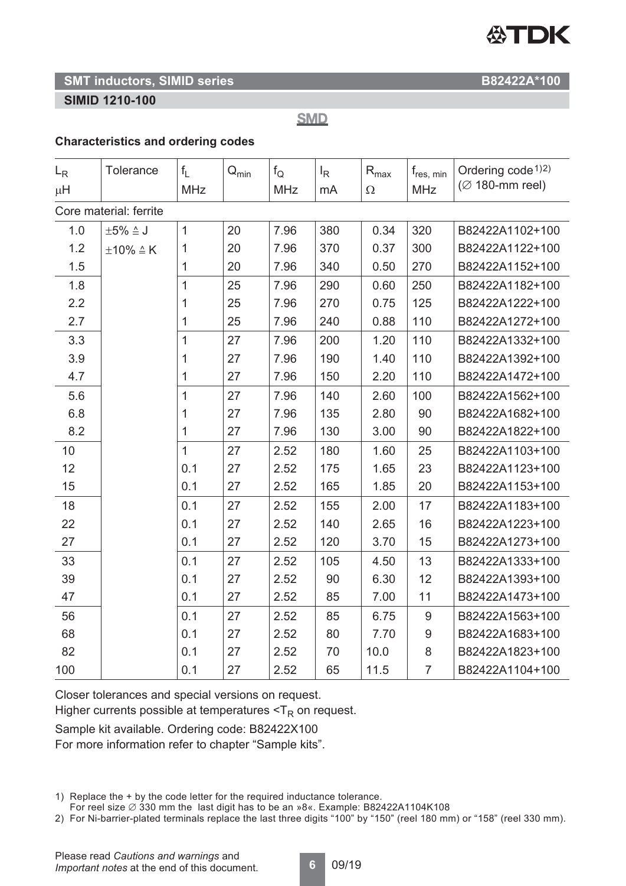## SMT inductors, SIMID series B82422A*100

### SIMID 1210-100

SMD

**Characteristics and ordering codes**

| $L_R$ µH | Tolerance | $f_L$ MHz | $Q_{min}$ | $f_Q$ MHz | $I_R$ mA | $R_{max}$ Ω | $f_{res, min}$ MHz | Ordering code 1)2) (∅ 180-mm reel) |
|---|---|---|---|---|---|---|---|---|
| Core material: ferrite | | | | | | | | |
| 1.0 | ±5% ≙ J | 1 | 20 | 7.96 | 380 | 0.34 | 320 | B82422A1102+100 |
| 1.2 | ±10% ≙ K | 1 | 20 | 7.96 | 370 | 0.37 | 300 | B82422A1122+100 |
| 1.5 | | 1 | 20 | 7.96 | 340 | 0.50 | 270 | B82422A1152+100 |
| 1.8 | | 1 | 25 | 7.96 | 290 | 0.60 | 250 | B82422A1182+100 |
| 2.2 | | 1 | 25 | 7.96 | 270 | 0.75 | 125 | B82422A1222+100 |
| 2.7 | | 1 | 25 | 7.96 | 240 | 0.88 | 110 | B82422A1272+100 |
| 3.3 | | 1 | 27 | 7.96 | 200 | 1.20 | 110 | B82422A1332+100 |
| 3.9 | | 1 | 27 | 7.96 | 190 | 1.40 | 110 | B82422A1392+100 |
| 4.7 | | 1 | 27 | 7.96 | 150 | 2.20 | 110 | B82422A1472+100 |
| 5.6 | | 1 | 27 | 7.96 | 140 | 2.60 | 100 | B82422A1562+100 |
| 6.8 | | 1 | 27 | 7.96 | 135 | 2.80 | 90 | B82422A1682+100 |
| 8.2 | | 1 | 27 | 7.96 | 130 | 3.00 | 90 | B82422A1822+100 |
| 10 | | 1 | 27 | 2.52 | 180 | 1.60 | 25 | B82422A1103+100 |
| 12 | | 0.1 | 27 | 2.52 | 175 | 1.65 | 23 | B82422A1123+100 |
| 15 | | 0.1 | 27 | 2.52 | 165 | 1.85 | 20 | B82422A1153+100 |
| 18 | | 0.1 | 27 | 2.52 | 155 | 2.00 | 17 | B82422A1183+100 |
| 22 | | 0.1 | 27 | 2.52 | 140 | 2.65 | 16 | B82422A1223+100 |
| 27 | | 0.1 | 27 | 2.52 | 120 | 3.70 | 15 | B82422A1273+100 |
| 33 | | 0.1 | 27 | 2.52 | 105 | 4.50 | 13 | B82422A1333+100 |
| 39 | | 0.1 | 27 | 2.52 | 90 | 6.30 | 12 | B82422A1393+100 |
| 47 | | 0.1 | 27 | 2.52 | 85 | 7.00 | 11 | B82422A1473+100 |
| 56 | | 0.1 | 27 | 2.52 | 85 | 6.75 | 9 | B82422A1563+100 |
| 68 | | 0.1 | 27 | 2.52 | 80 | 7.70 | 9 | B82422A1683+100 |
| 82 | | 0.1 | 27 | 2.52 | 70 | 10.0 | 8 | B82422A1823+100 |
| 100 | | 0.1 | 27 | 2.52 | 65 | 11.5 | 7 | B82422A1104+100 |

Closer tolerances and special versions on request.
Higher currents possible at temperatures $<T_R$ on request.

Sample kit available. Ordering code: B82422X100
For more information refer to chapter "Sample kits".

1) Replace the + by the code letter for the required inductance tolerance.
For reel size ∅ 330 mm the last digit has to be an »8«. Example: B82422A1104K108

2) For Ni-barrier-plated terminals replace the last three digits "100" by "150" (reel 180 mm) or "158" (reel 330 mm).

Please read *Cautions and warnings* and *Important notes* at the end of this document.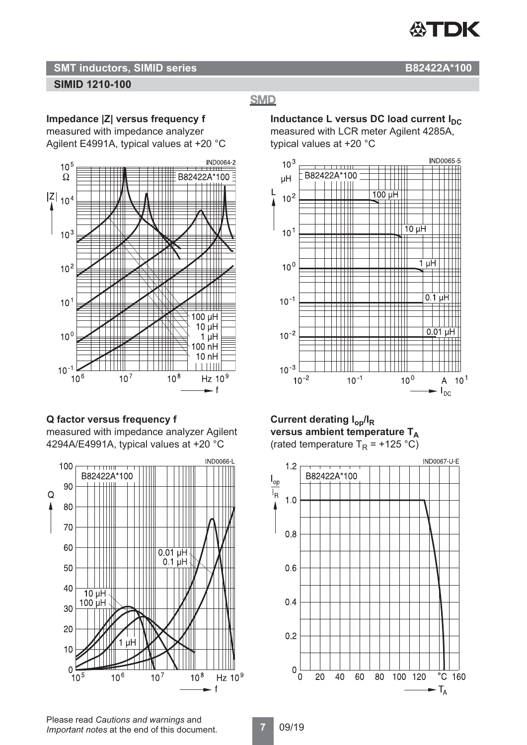## SMT inductors, SIMID series

B82422A*100

### SIMID 1210-100

SMD

**Impedance |Z| versus frequency f**
measured with impedance analyzer Agilent E4991A, typical values at +20 °C

**Inductance L versus DC load current $I_{DC}$**
measured with LCR meter Agilent 4285A, typical values at +20 °C

**Q factor versus frequency f**
measured with impedance analyzer Agilent 4294A/E4991A, typical values at +20 °C

**Current derating $I_{op}/I_R$ versus ambient temperature $T_A$**
(rated temperature $T_R$ = +125 °C)

Please read *Cautions and warnings* and *Important notes* at the end of this document.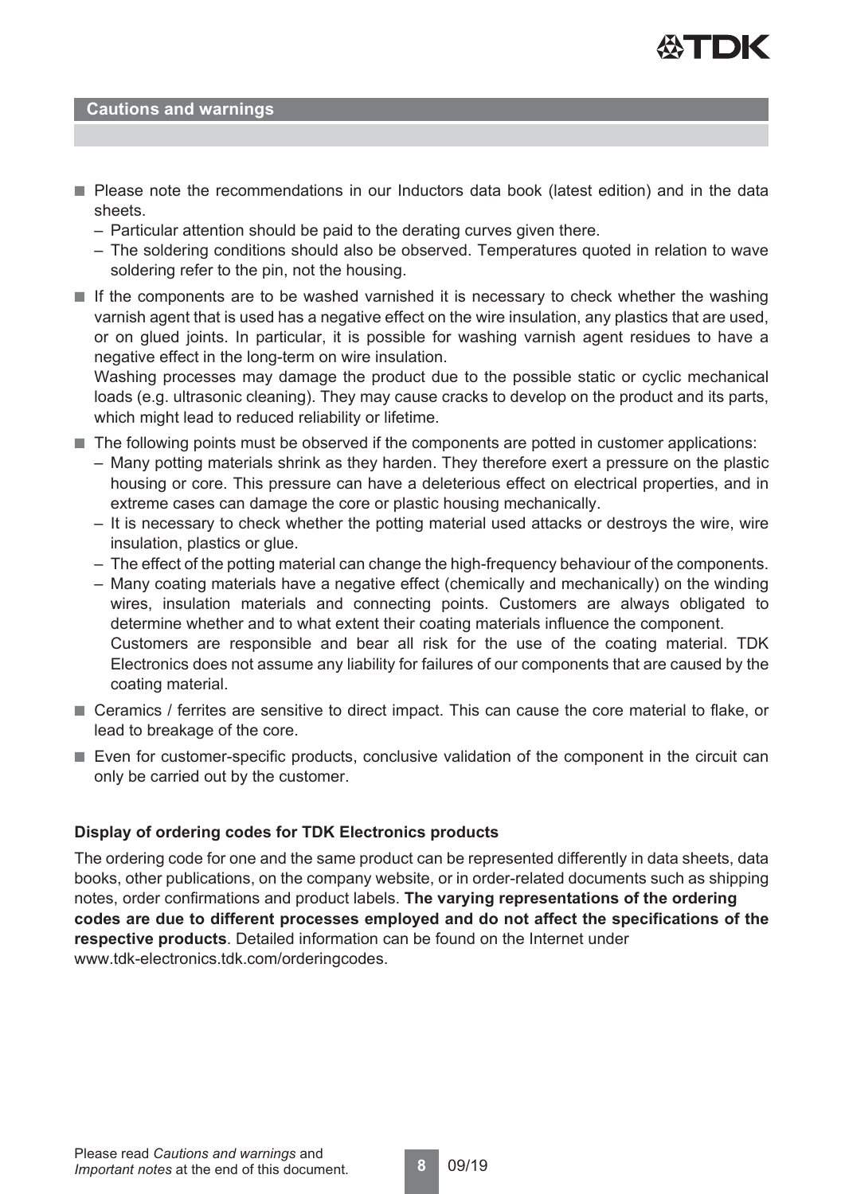## Cautions and warnings

- Please note the recommendations in our Inductors data book (latest edition) and in the data sheets.
  - Particular attention should be paid to the derating curves given there.
  - The soldering conditions should also be observed. Temperatures quoted in relation to wave soldering refer to the pin, not the housing.
- If the components are to be washed varnished it is necessary to check whether the washing varnish agent that is used has a negative effect on the wire insulation, any plastics that are used, or on glued joints. In particular, it is possible for washing varnish agent residues to have a negative effect in the long-term on wire insulation.
  Washing processes may damage the product due to the possible static or cyclic mechanical loads (e.g. ultrasonic cleaning). They may cause cracks to develop on the product and its parts, which might lead to reduced reliability or lifetime.
- The following points must be observed if the components are potted in customer applications:
  - Many potting materials shrink as they harden. They therefore exert a pressure on the plastic housing or core. This pressure can have a deleterious effect on electrical properties, and in extreme cases can damage the core or plastic housing mechanically.
  - It is necessary to check whether the potting material used attacks or destroys the wire, wire insulation, plastics or glue.
  - The effect of the potting material can change the high-frequency behaviour of the components.
  - Many coating materials have a negative effect (chemically and mechanically) on the winding wires, insulation materials and connecting points. Customers are always obligated to determine whether and to what extent their coating materials influence the component.
    Customers are responsible and bear all risk for the use of the coating material. TDK Electronics does not assume any liability for failures of our components that are caused by the coating material.
- Ceramics / ferrites are sensitive to direct impact. This can cause the core material to flake, or lead to breakage of the core.
- Even for customer-specific products, conclusive validation of the component in the circuit can only be carried out by the customer.

### Display of ordering codes for TDK Electronics products

The ordering code for one and the same product can be represented differently in data sheets, data books, other publications, on the company website, or in order-related documents such as shipping notes, order confirmations and product labels. **The varying representations of the ordering codes are due to different processes employed and do not affect the specifications of the respective products**. Detailed information can be found on the Internet under www.tdk-electronics.tdk.com/orderingcodes.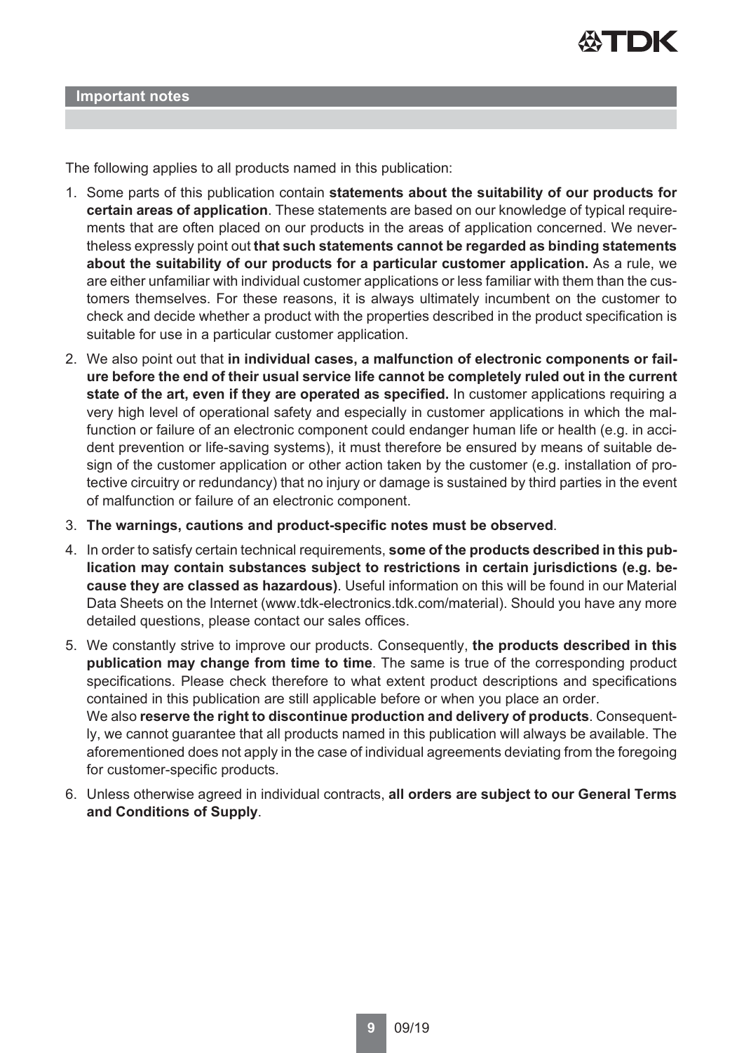## Important notes

The following applies to all products named in this publication:

1. Some parts of this publication contain **statements about the suitability of our products for certain areas of application**. These statements are based on our knowledge of typical requirements that are often placed on our products in the areas of application concerned. We nevertheless expressly point out **that such statements cannot be regarded as binding statements about the suitability of our products for a particular customer application.** As a rule, we are either unfamiliar with individual customer applications or less familiar with them than the customers themselves. For these reasons, it is always ultimately incumbent on the customer to check and decide whether a product with the properties described in the product specification is suitable for use in a particular customer application.
2. We also point out that **in individual cases, a malfunction of electronic components or failure before the end of their usual service life cannot be completely ruled out in the current state of the art, even if they are operated as specified.** In customer applications requiring a very high level of operational safety and especially in customer applications in which the malfunction or failure of an electronic component could endanger human life or health (e.g. in accident prevention or life-saving systems), it must therefore be ensured by means of suitable design of the customer application or other action taken by the customer (e.g. installation of protective circuitry or redundancy) that no injury or damage is sustained by third parties in the event of malfunction or failure of an electronic component.
3. **The warnings, cautions and product-specific notes must be observed**.
4. In order to satisfy certain technical requirements, **some of the products described in this publication may contain substances subject to restrictions in certain jurisdictions (e.g. because they are classed as hazardous)**. Useful information on this will be found in our Material Data Sheets on the Internet (www.tdk-electronics.tdk.com/material). Should you have any more detailed questions, please contact our sales offices.
5. We constantly strive to improve our products. Consequently, **the products described in this publication may change from time to time**. The same is true of the corresponding product specifications. Please check therefore to what extent product descriptions and specifications contained in this publication are still applicable before or when you place an order.
   We also **reserve the right to discontinue production and delivery of products**. Consequently, we cannot guarantee that all products named in this publication will always be available. The aforementioned does not apply in the case of individual agreements deviating from the foregoing for customer-specific products.
6. Unless otherwise agreed in individual contracts, **all orders are subject to our General Terms and Conditions of Supply**.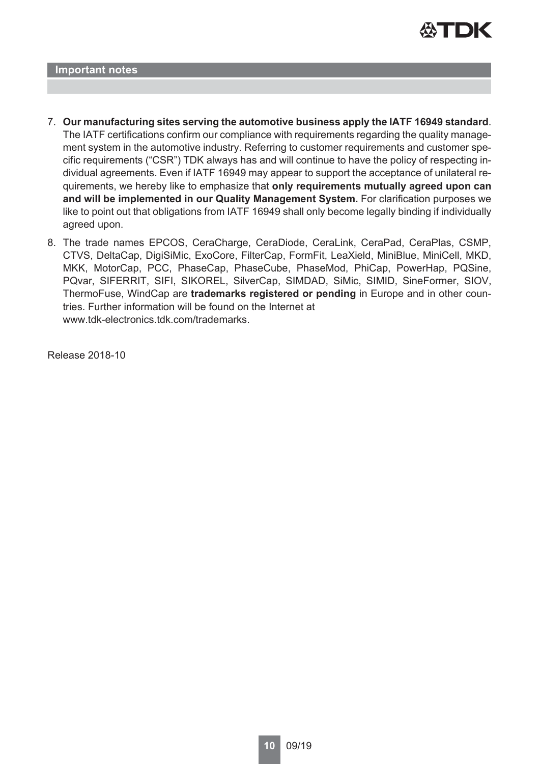## Important notes

7. **Our manufacturing sites serving the automotive business apply the IATF 16949 standard**. The IATF certifications confirm our compliance with requirements regarding the quality management system in the automotive industry. Referring to customer requirements and customer specific requirements ("CSR") TDK always has and will continue to have the policy of respecting individual agreements. Even if IATF 16949 may appear to support the acceptance of unilateral requirements, we hereby like to emphasize that **only requirements mutually agreed upon can and will be implemented in our Quality Management System.** For clarification purposes we like to point out that obligations from IATF 16949 shall only become legally binding if individually agreed upon.

8. The trade names EPCOS, CeraCharge, CeraDiode, CeraLink, CeraPad, CeraPlas, CSMP, CTVS, DeltaCap, DigiSiMic, ExoCore, FilterCap, FormFit, LeaXield, MiniBlue, MiniCell, MKD, MKK, MotorCap, PCC, PhaseCap, PhaseCube, PhaseMod, PhiCap, PowerHap, PQSine, PQvar, SIFERRIT, SIFI, SIKOREL, SilverCap, SIMDAD, SiMic, SIMID, SineFormer, SIOV, ThermoFuse, WindCap are **trademarks registered or pending** in Europe and in other countries. Further information will be found on the Internet at www.tdk-electronics.tdk.com/trademarks.

Release 2018-10